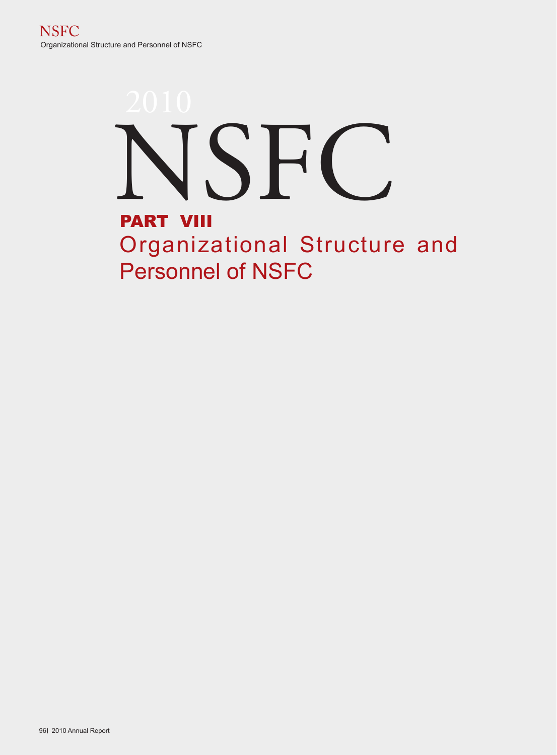2010

# NSFC

## PART VIII

## Organizational Structure and Personnel of NSFC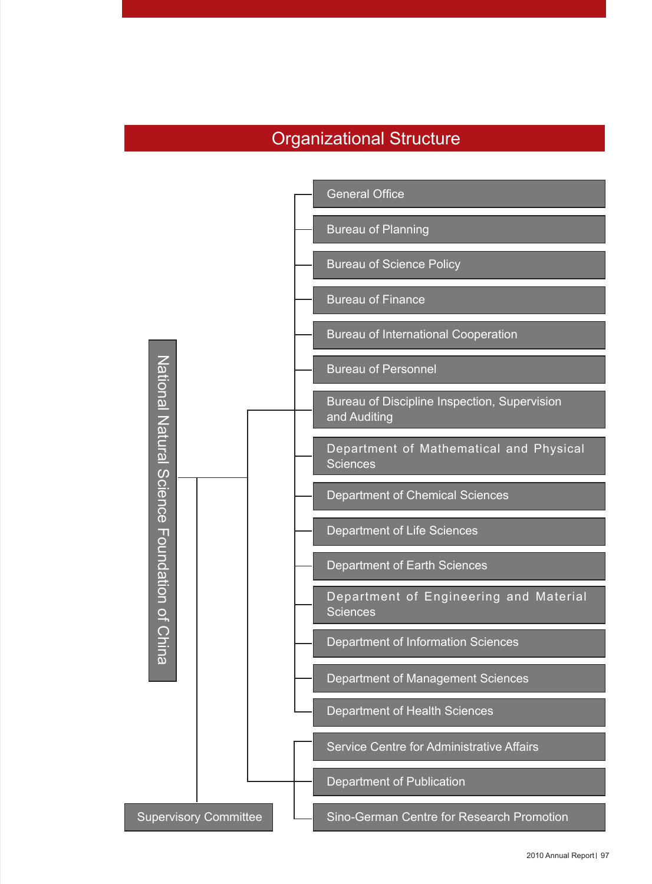# Organizational Structure

**National Natural Science Foundation of China**

- General Office
- Bureau of Planning
- Bureau of Science Policy
- Bureau of Finance
- Bureau of International Cooperation
- Bureau of Personnel
- Bureau of Discipline Inspection, Supervision and Auditing
- Department of Mathematical and Physical Sciences
- Department of Chemical Sciences
- Department of Life Sciences
- Department of Earth Sciences
- Department of Engineering and Material Sciences
- Department of Information Sciences
- Department of Management Sciences
- Department of Health Sciences

- Service Centre for Administrative Affairs
- Department of Publication
- Sino-German Centre for Research Promotion

Supervisory Committee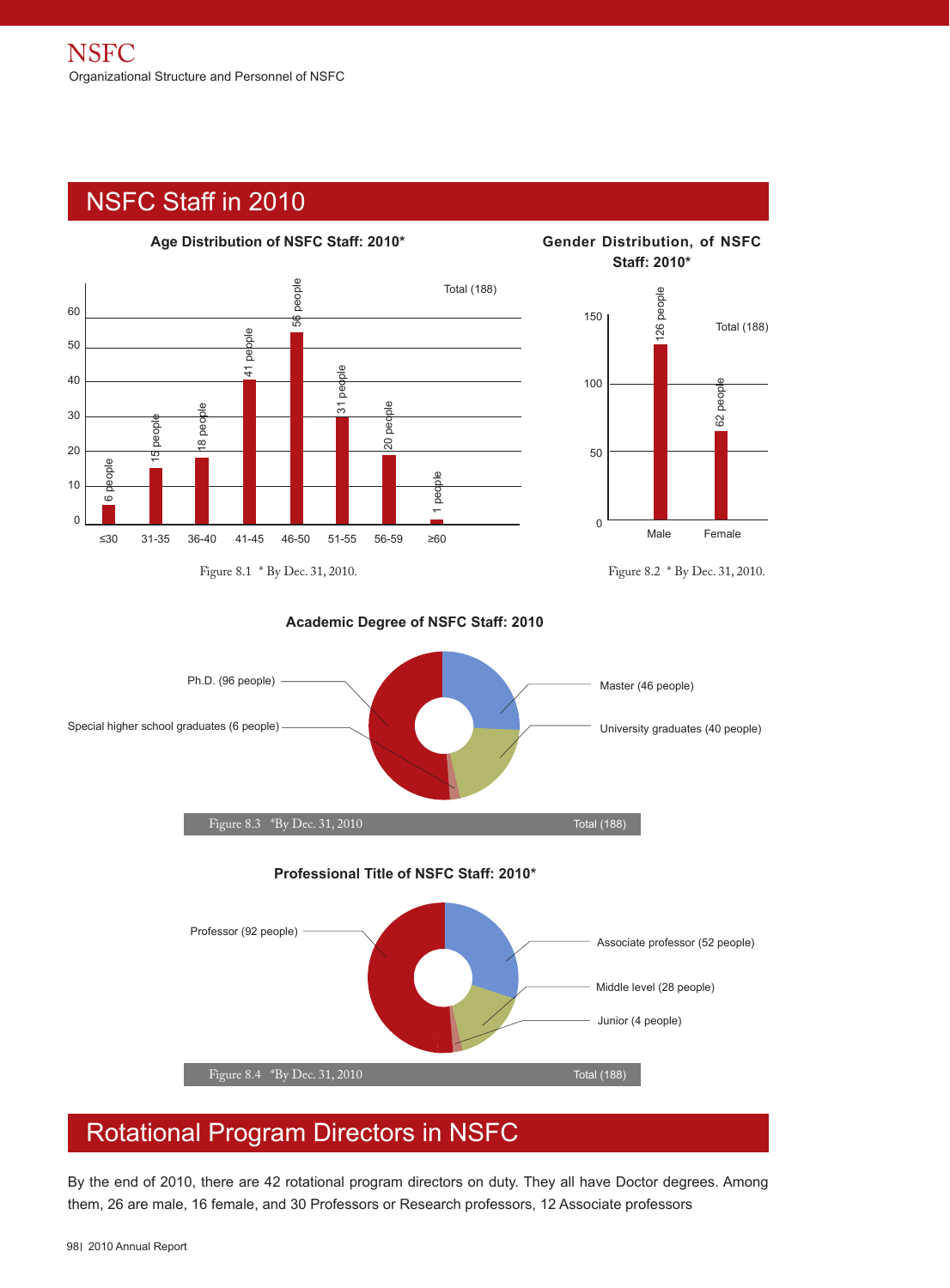## NSFC Staff in 2010

**Age Distribution of NSFC Staff: 2010***

Total (188)

| Age | People |
|---|---|
| ≤30 | 6 people |
| 31-35 | 15 people |
| 36-40 | 18 people |
| 41-45 | 41 people |
| 46-50 | 56 people |
| 51-55 | 31 people |
| 56-59 | 20 people |
| ≥60 | 1 people |

Figure 8.1 * By Dec. 31, 2010.

**Gender Distribution, of NSFC Staff: 2010***

Total (188)

| Gender | People |
|---|---|
| Male | 126 people |
| Female | 62 people |

Figure 8.2 * By Dec. 31, 2010.

**Academic Degree of NSFC Staff: 2010**

- Ph.D. (96 people)
- Special higher school graduates (6 people)
- Master (46 people)
- University graduates (40 people)

Figure 8.3 *By Dec. 31, 2010 — Total (188)

**Professional Title of NSFC Staff: 2010***

- Professor (92 people)
- Associate professor (52 people)
- Middle level (28 people)
- Junior (4 people)

Figure 8.4 *By Dec. 31, 2010 — Total (188)

## Rotational Program Directors in NSFC

By the end of 2010, there are 42 rotational program directors on duty. They all have Doctor degrees. Among them, 26 are male, 16 female, and 30 Professors or Research professors, 12 Associate professors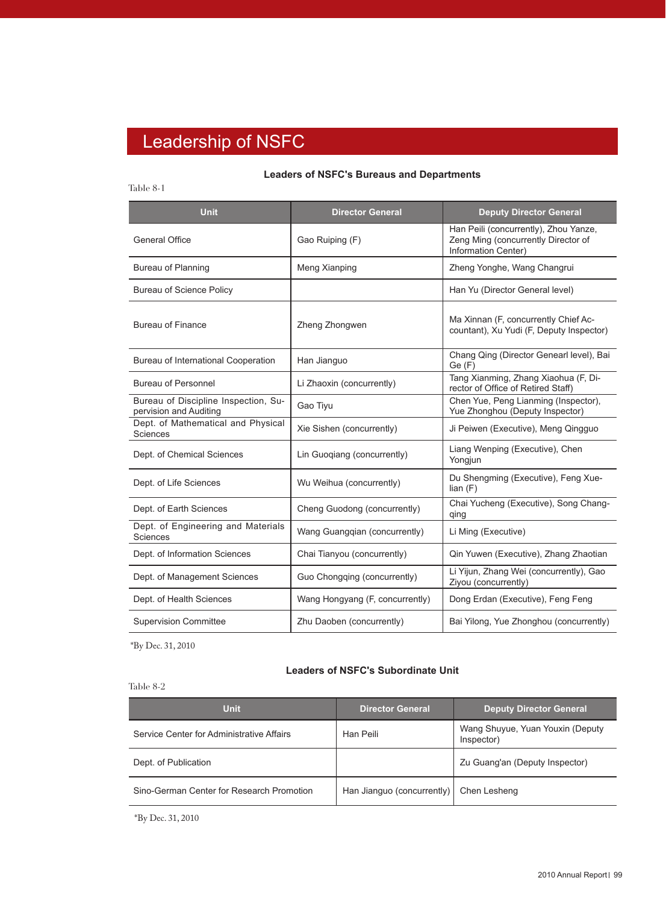# Leadership of NSFC

**Leaders of NSFC's Bureaus and Departments**

Table 8-1

| Unit | Director General | Deputy Director General |
|---|---|---|
| General Office | Gao Ruiping (F) | Han Peili (concurrently), Zhou Yanze, Zeng Ming (concurrently Director of Information Center) |
| Bureau of Planning | Meng Xianping | Zheng Yonghe, Wang Changrui |
| Bureau of Science Policy | | Han Yu (Director General level) |
| Bureau of Finance | Zheng Zhongwen | Ma Xinnan (F, concurrently Chief Accountant), Xu Yudi (F, Deputy Inspector) |
| Bureau of International Cooperation | Han Jianguo | Chang Qing (Director Genearl level), Bai Ge (F) |
| Bureau of Personnel | Li Zhaoxin (concurrently) | Tang Xianming, Zhang Xiaohua (F, Director of Office of Retired Staff) |
| Bureau of Discipline Inspection, Supervision and Auditing | Gao Tiyu | Chen Yue, Peng Lianming (Inspector), Yue Zhonghou (Deputy Inspector) |
| Dept. of Mathematical and Physical Sciences | Xie Sishen (concurrently) | Ji Peiwen (Executive), Meng Qingguo |
| Dept. of Chemical Sciences | Lin Guoqiang (concurrently) | Liang Wenping (Executive), Chen Yongjun |
| Dept. of Life Sciences | Wu Weihua (concurrently) | Du Shengming (Executive), Feng Xuelian (F) |
| Dept. of Earth Sciences | Cheng Guodong (concurrently) | Chai Yucheng (Executive), Song Changqing |
| Dept. of Engineering and Materials Sciences | Wang Guangqian (concurrently) | Li Ming (Executive) |
| Dept. of Information Sciences | Chai Tianyou (concurrently) | Qin Yuwen (Executive), Zhang Zhaotian |
| Dept. of Management Sciences | Guo Chongqing (concurrently) | Li Yijun, Zhang Wei (concurrently), Gao Ziyou (concurrently) |
| Dept. of Health Sciences | Wang Hongyang (F, concurrently) | Dong Erdan (Executive), Feng Feng |
| Supervision Committee | Zhu Daoben (concurrently) | Bai Yilong, Yue Zhonghou (concurrently) |

*By Dec. 31, 2010

**Leaders of NSFC's Subordinate Unit**

Table 8-2

| Unit | Director General | Deputy Director General |
|---|---|---|
| Service Center for Administrative Affairs | Han Peili | Wang Shuyue, Yuan Youxin (Deputy Inspector) |
| Dept. of Publication | | Zu Guang'an (Deputy Inspector) |
| Sino-German Center for Research Promotion | Han Jianguo (concurrently) | Chen Lesheng |

*By Dec. 31, 2010